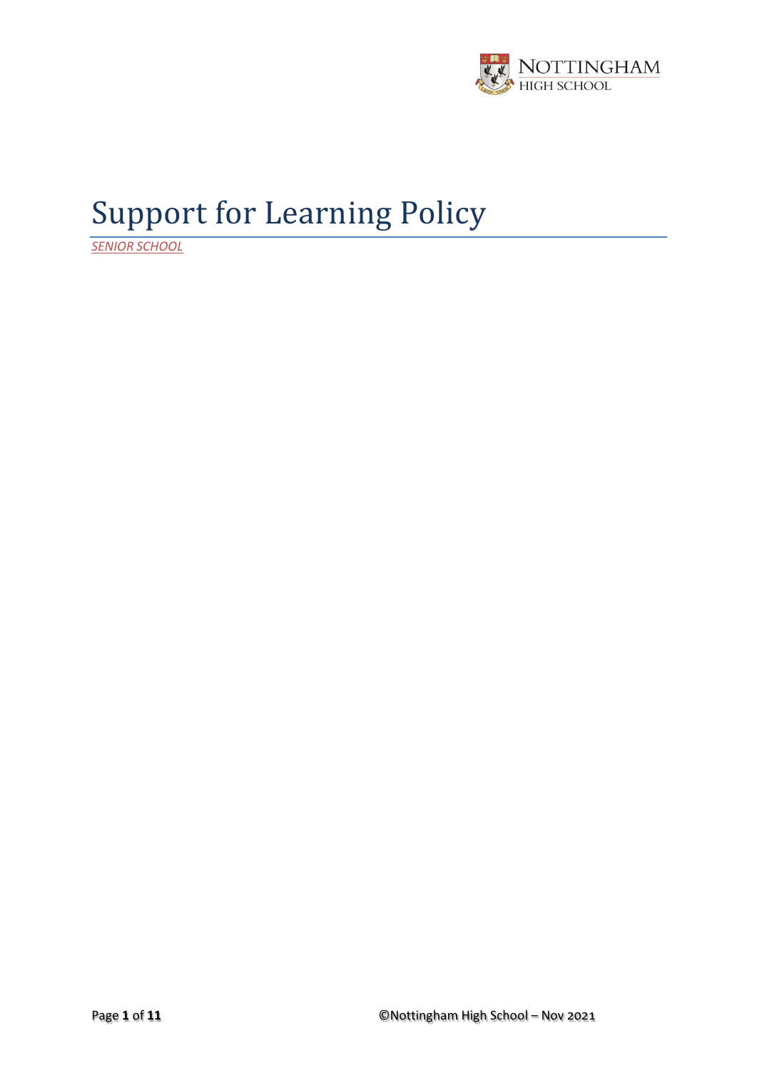# Support for Learning Policy

*SENIOR SCHOOL*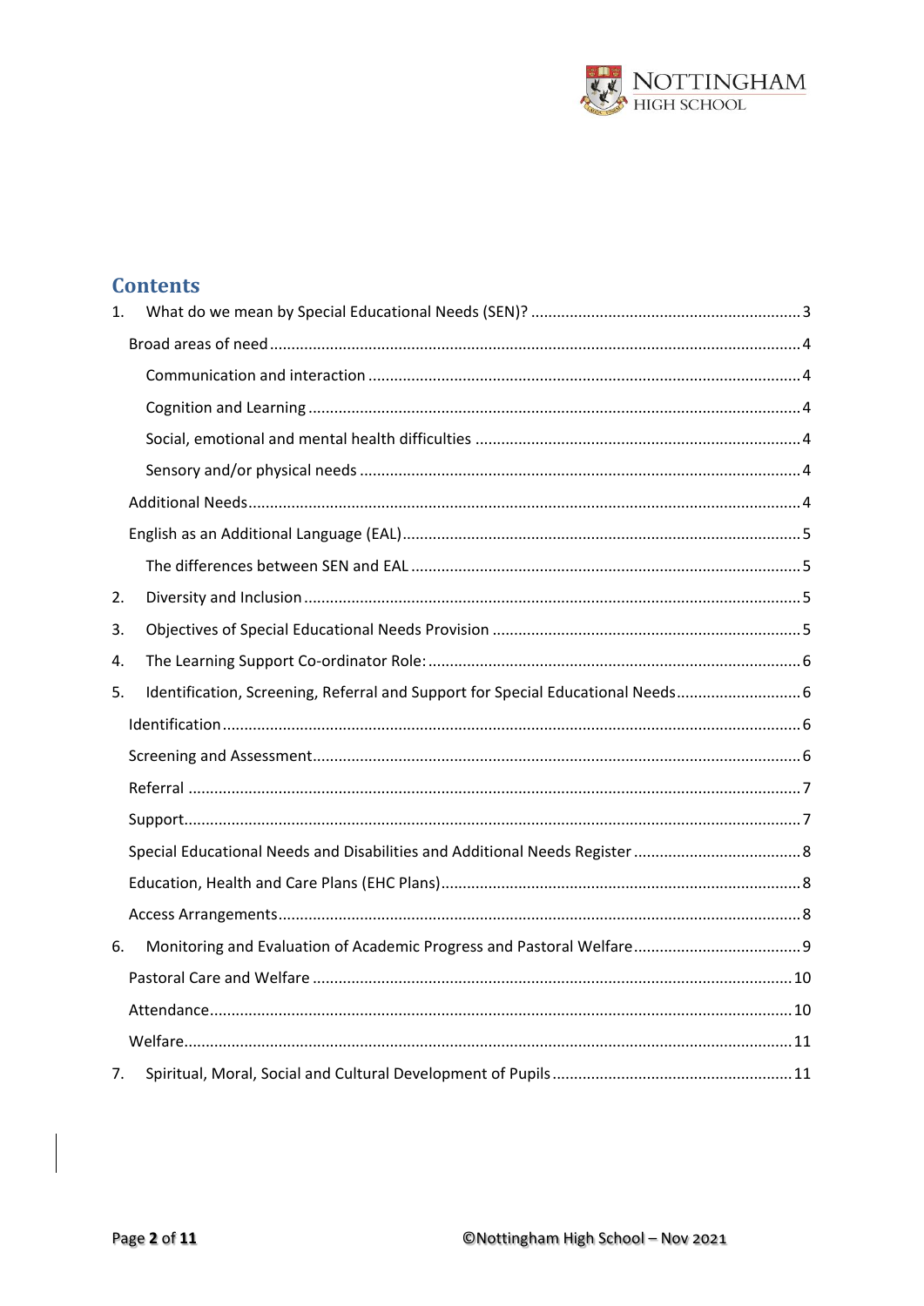## Contents

1. What do we mean by Special Educational Needs (SEN)? .... 3
   - Broad areas of need .... 4
     - Communication and interaction .... 4
     - Cognition and Learning .... 4
     - Social, emotional and mental health difficulties .... 4
     - Sensory and/or physical needs .... 4
   - Additional Needs .... 4
   - English as an Additional Language (EAL) .... 5
     - The differences between SEN and EAL .... 5
2. Diversity and Inclusion .... 5
3. Objectives of Special Educational Needs Provision .... 5
4. The Learning Support Co-ordinator Role: .... 6
5. Identification, Screening, Referral and Support for Special Educational Needs .... 6
   - Identification .... 6
   - Screening and Assessment .... 6
   - Referral .... 7
   - Support .... 7
   - Special Educational Needs and Disabilities and Additional Needs Register .... 8
   - Education, Health and Care Plans (EHC Plans) .... 8
   - Access Arrangements .... 8
6. Monitoring and Evaluation of Academic Progress and Pastoral Welfare .... 9
   - Pastoral Care and Welfare .... 10
   - Attendance .... 10
   - Welfare .... 11
7. Spiritual, Moral, Social and Cultural Development of Pupils .... 11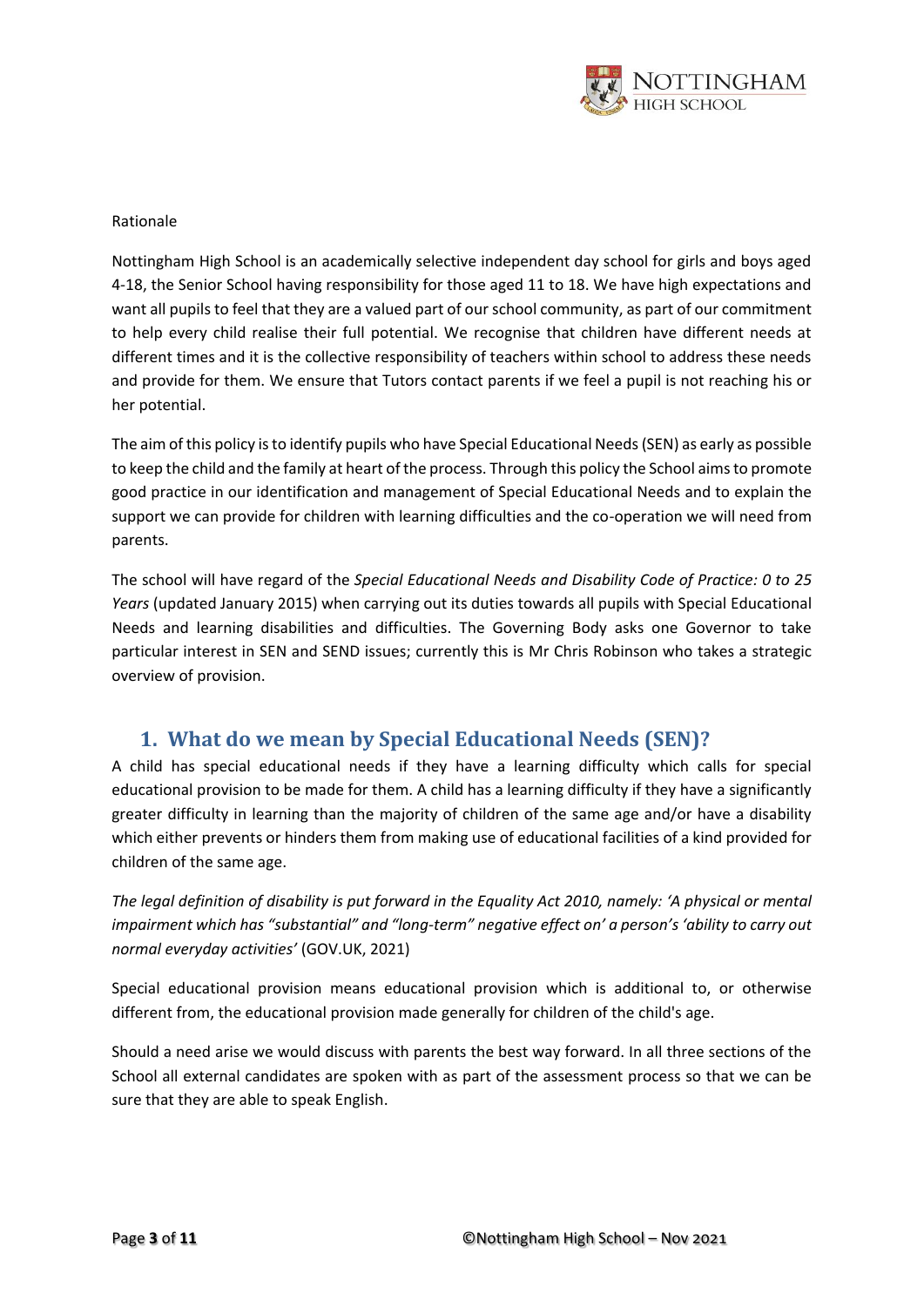Rationale

Nottingham High School is an academically selective independent day school for girls and boys aged 4-18, the Senior School having responsibility for those aged 11 to 18. We have high expectations and want all pupils to feel that they are a valued part of our school community, as part of our commitment to help every child realise their full potential. We recognise that children have different needs at different times and it is the collective responsibility of teachers within school to address these needs and provide for them. We ensure that Tutors contact parents if we feel a pupil is not reaching his or her potential.

The aim of this policy is to identify pupils who have Special Educational Needs (SEN) as early as possible to keep the child and the family at heart of the process. Through this policy the School aims to promote good practice in our identification and management of Special Educational Needs and to explain the support we can provide for children with learning difficulties and the co-operation we will need from parents.

The school will have regard of the *Special Educational Needs and Disability Code of Practice: 0 to 25 Years* (updated January 2015) when carrying out its duties towards all pupils with Special Educational Needs and learning disabilities and difficulties. The Governing Body asks one Governor to take particular interest in SEN and SEND issues; currently this is Mr Chris Robinson who takes a strategic overview of provision.

## 1. What do we mean by Special Educational Needs (SEN)?

A child has special educational needs if they have a learning difficulty which calls for special educational provision to be made for them. A child has a learning difficulty if they have a significantly greater difficulty in learning than the majority of children of the same age and/or have a disability which either prevents or hinders them from making use of educational facilities of a kind provided for children of the same age.

*The legal definition of disability is put forward in the Equality Act 2010, namely: 'A physical or mental impairment which has "substantial" and "long-term" negative effect on' a person's 'ability to carry out normal everyday activities'* (GOV.UK, 2021)

Special educational provision means educational provision which is additional to, or otherwise different from, the educational provision made generally for children of the child's age.

Should a need arise we would discuss with parents the best way forward. In all three sections of the School all external candidates are spoken with as part of the assessment process so that we can be sure that they are able to speak English.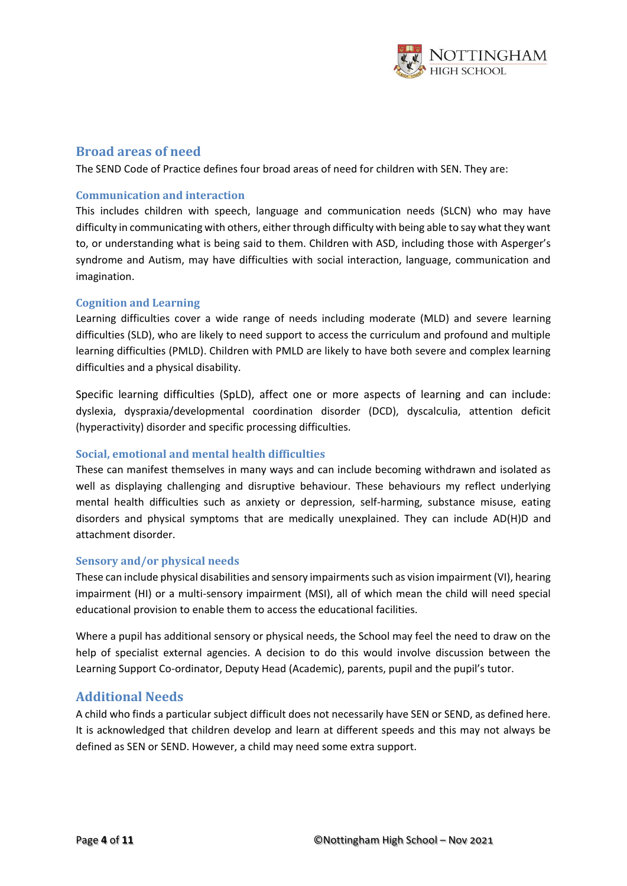## Broad areas of need

The SEND Code of Practice defines four broad areas of need for children with SEN. They are:

### Communication and interaction

This includes children with speech, language and communication needs (SLCN) who may have difficulty in communicating with others, either through difficulty with being able to say what they want to, or understanding what is being said to them. Children with ASD, including those with Asperger's syndrome and Autism, may have difficulties with social interaction, language, communication and imagination.

### Cognition and Learning

Learning difficulties cover a wide range of needs including moderate (MLD) and severe learning difficulties (SLD), who are likely to need support to access the curriculum and profound and multiple learning difficulties (PMLD). Children with PMLD are likely to have both severe and complex learning difficulties and a physical disability.

Specific learning difficulties (SpLD), affect one or more aspects of learning and can include: dyslexia, dyspraxia/developmental coordination disorder (DCD), dyscalculia, attention deficit (hyperactivity) disorder and specific processing difficulties.

### Social, emotional and mental health difficulties

These can manifest themselves in many ways and can include becoming withdrawn and isolated as well as displaying challenging and disruptive behaviour. These behaviours my reflect underlying mental health difficulties such as anxiety or depression, self-harming, substance misuse, eating disorders and physical symptoms that are medically unexplained. They can include AD(H)D and attachment disorder.

### Sensory and/or physical needs

These can include physical disabilities and sensory impairments such as vision impairment (VI), hearing impairment (HI) or a multi-sensory impairment (MSI), all of which mean the child will need special educational provision to enable them to access the educational facilities.

Where a pupil has additional sensory or physical needs, the School may feel the need to draw on the help of specialist external agencies. A decision to do this would involve discussion between the Learning Support Co-ordinator, Deputy Head (Academic), parents, pupil and the pupil's tutor.

## Additional Needs

A child who finds a particular subject difficult does not necessarily have SEN or SEND, as defined here. It is acknowledged that children develop and learn at different speeds and this may not always be defined as SEN or SEND. However, a child may need some extra support.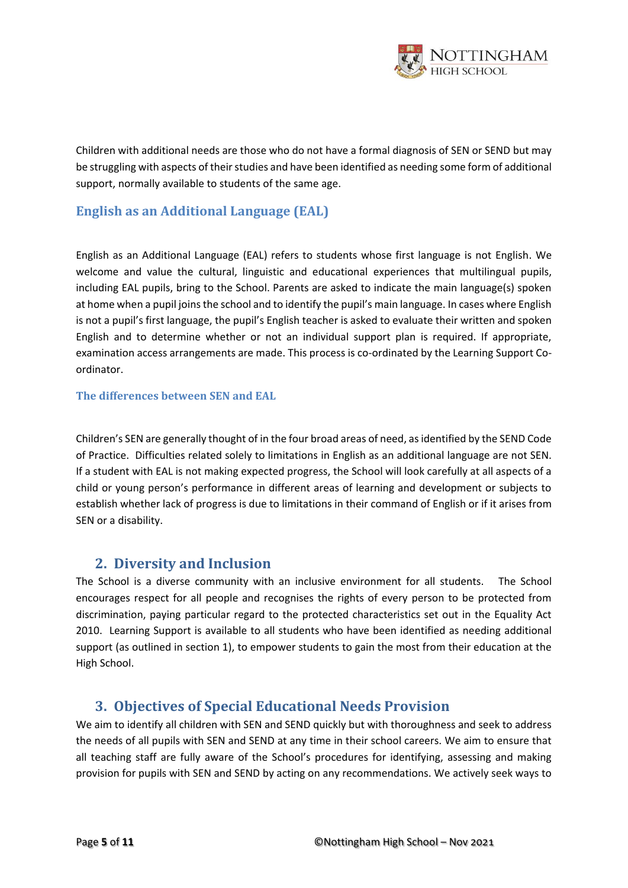Children with additional needs are those who do not have a formal diagnosis of SEN or SEND but may be struggling with aspects of their studies and have been identified as needing some form of additional support, normally available to students of the same age.

## English as an Additional Language (EAL)

English as an Additional Language (EAL) refers to students whose first language is not English. We welcome and value the cultural, linguistic and educational experiences that multilingual pupils, including EAL pupils, bring to the School. Parents are asked to indicate the main language(s) spoken at home when a pupil joins the school and to identify the pupil's main language. In cases where English is not a pupil's first language, the pupil's English teacher is asked to evaluate their written and spoken English and to determine whether or not an individual support plan is required. If appropriate, examination access arrangements are made. This process is co-ordinated by the Learning Support Co-ordinator.

### The differences between SEN and EAL

Children's SEN are generally thought of in the four broad areas of need, as identified by the SEND Code of Practice. Difficulties related solely to limitations in English as an additional language are not SEN. If a student with EAL is not making expected progress, the School will look carefully at all aspects of a child or young person's performance in different areas of learning and development or subjects to establish whether lack of progress is due to limitations in their command of English or if it arises from SEN or a disability.

## 2. Diversity and Inclusion

The School is a diverse community with an inclusive environment for all students. The School encourages respect for all people and recognises the rights of every person to be protected from discrimination, paying particular regard to the protected characteristics set out in the Equality Act 2010. Learning Support is available to all students who have been identified as needing additional support (as outlined in section 1), to empower students to gain the most from their education at the High School.

## 3. Objectives of Special Educational Needs Provision

We aim to identify all children with SEN and SEND quickly but with thoroughness and seek to address the needs of all pupils with SEN and SEND at any time in their school careers. We aim to ensure that all teaching staff are fully aware of the School's procedures for identifying, assessing and making provision for pupils with SEN and SEND by acting on any recommendations. We actively seek ways to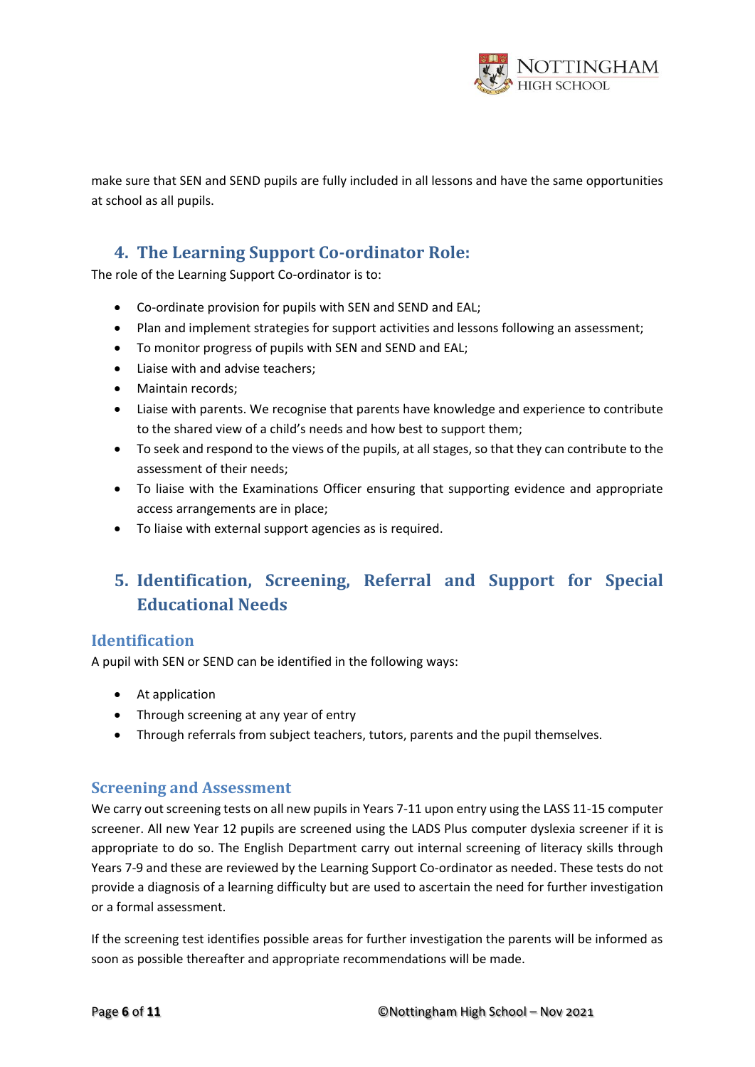make sure that SEN and SEND pupils are fully included in all lessons and have the same opportunities at school as all pupils.

## 4. The Learning Support Co-ordinator Role:

The role of the Learning Support Co-ordinator is to:

- Co-ordinate provision for pupils with SEN and SEND and EAL;
- Plan and implement strategies for support activities and lessons following an assessment;
- To monitor progress of pupils with SEN and SEND and EAL;
- Liaise with and advise teachers;
- Maintain records;
- Liaise with parents. We recognise that parents have knowledge and experience to contribute to the shared view of a child's needs and how best to support them;
- To seek and respond to the views of the pupils, at all stages, so that they can contribute to the assessment of their needs;
- To liaise with the Examinations Officer ensuring that supporting evidence and appropriate access arrangements are in place;
- To liaise with external support agencies as is required.

## 5. Identification, Screening, Referral and Support for Special Educational Needs

### Identification

A pupil with SEN or SEND can be identified in the following ways:

- At application
- Through screening at any year of entry
- Through referrals from subject teachers, tutors, parents and the pupil themselves.

### Screening and Assessment

We carry out screening tests on all new pupils in Years 7-11 upon entry using the LASS 11-15 computer screener. All new Year 12 pupils are screened using the LADS Plus computer dyslexia screener if it is appropriate to do so. The English Department carry out internal screening of literacy skills through Years 7-9 and these are reviewed by the Learning Support Co-ordinator as needed. These tests do not provide a diagnosis of a learning difficulty but are used to ascertain the need for further investigation or a formal assessment.

If the screening test identifies possible areas for further investigation the parents will be informed as soon as possible thereafter and appropriate recommendations will be made.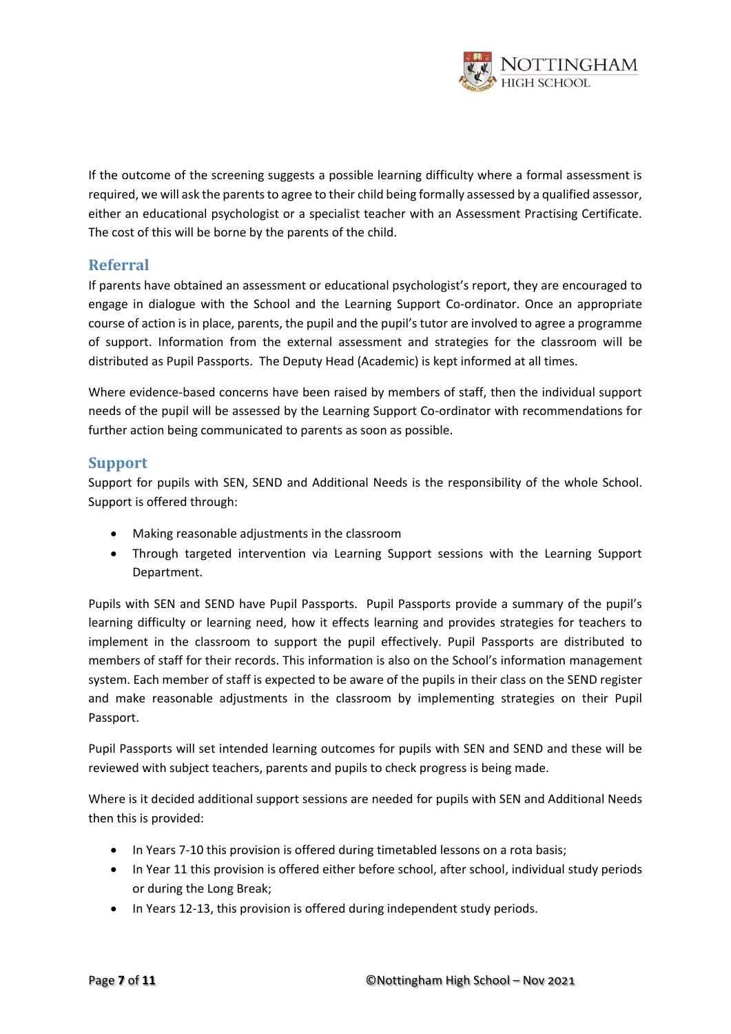If the outcome of the screening suggests a possible learning difficulty where a formal assessment is required, we will ask the parents to agree to their child being formally assessed by a qualified assessor, either an educational psychologist or a specialist teacher with an Assessment Practising Certificate. The cost of this will be borne by the parents of the child.

## Referral

If parents have obtained an assessment or educational psychologist's report, they are encouraged to engage in dialogue with the School and the Learning Support Co-ordinator. Once an appropriate course of action is in place, parents, the pupil and the pupil's tutor are involved to agree a programme of support. Information from the external assessment and strategies for the classroom will be distributed as Pupil Passports. The Deputy Head (Academic) is kept informed at all times.

Where evidence-based concerns have been raised by members of staff, then the individual support needs of the pupil will be assessed by the Learning Support Co-ordinator with recommendations for further action being communicated to parents as soon as possible.

## Support

Support for pupils with SEN, SEND and Additional Needs is the responsibility of the whole School. Support is offered through:

- Making reasonable adjustments in the classroom
- Through targeted intervention via Learning Support sessions with the Learning Support Department.

Pupils with SEN and SEND have Pupil Passports. Pupil Passports provide a summary of the pupil's learning difficulty or learning need, how it effects learning and provides strategies for teachers to implement in the classroom to support the pupil effectively. Pupil Passports are distributed to members of staff for their records. This information is also on the School's information management system. Each member of staff is expected to be aware of the pupils in their class on the SEND register and make reasonable adjustments in the classroom by implementing strategies on their Pupil Passport.

Pupil Passports will set intended learning outcomes for pupils with SEN and SEND and these will be reviewed with subject teachers, parents and pupils to check progress is being made.

Where is it decided additional support sessions are needed for pupils with SEN and Additional Needs then this is provided:

- In Years 7-10 this provision is offered during timetabled lessons on a rota basis;
- In Year 11 this provision is offered either before school, after school, individual study periods or during the Long Break;
- In Years 12-13, this provision is offered during independent study periods.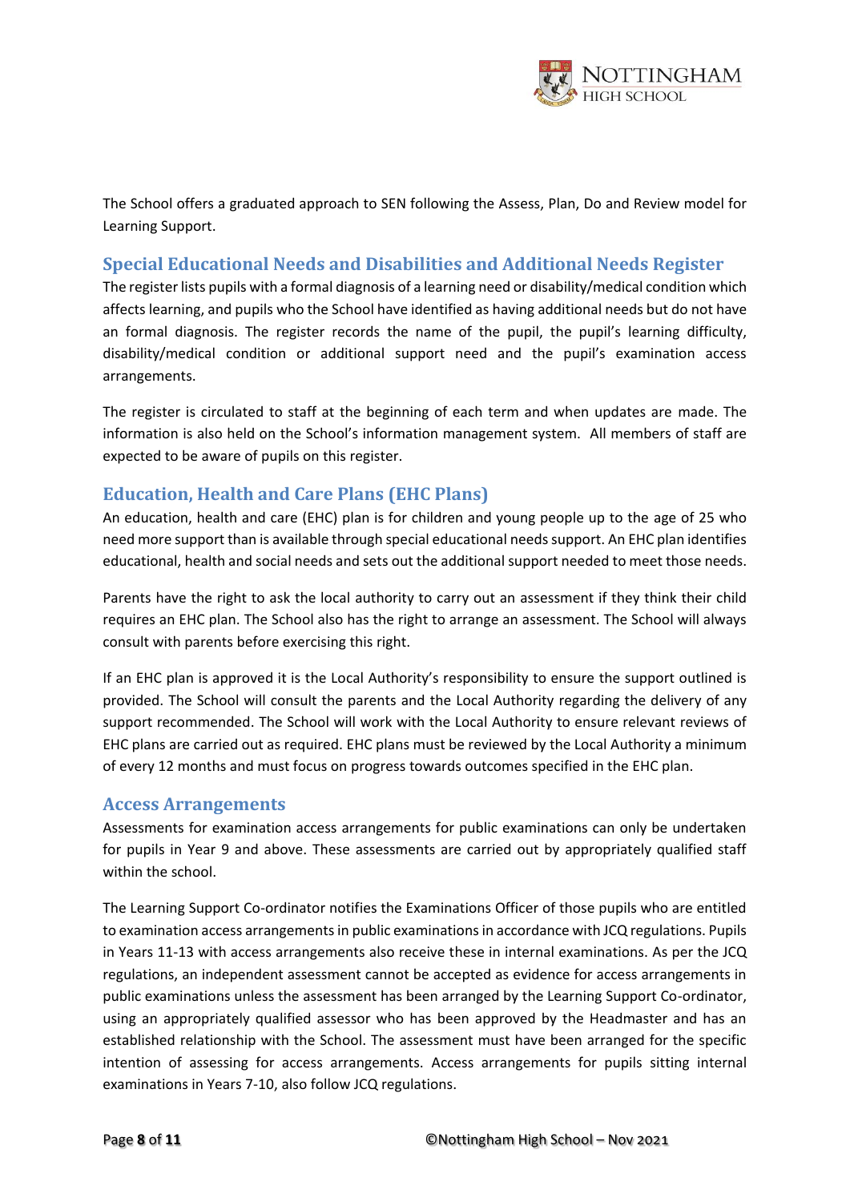The School offers a graduated approach to SEN following the Assess, Plan, Do and Review model for Learning Support.

## Special Educational Needs and Disabilities and Additional Needs Register

The register lists pupils with a formal diagnosis of a learning need or disability/medical condition which affects learning, and pupils who the School have identified as having additional needs but do not have an formal diagnosis. The register records the name of the pupil, the pupil's learning difficulty, disability/medical condition or additional support need and the pupil's examination access arrangements.

The register is circulated to staff at the beginning of each term and when updates are made. The information is also held on the School's information management system. All members of staff are expected to be aware of pupils on this register.

## Education, Health and Care Plans (EHC Plans)

An education, health and care (EHC) plan is for children and young people up to the age of 25 who need more support than is available through special educational needs support. An EHC plan identifies educational, health and social needs and sets out the additional support needed to meet those needs.

Parents have the right to ask the local authority to carry out an assessment if they think their child requires an EHC plan. The School also has the right to arrange an assessment. The School will always consult with parents before exercising this right.

If an EHC plan is approved it is the Local Authority's responsibility to ensure the support outlined is provided. The School will consult the parents and the Local Authority regarding the delivery of any support recommended. The School will work with the Local Authority to ensure relevant reviews of EHC plans are carried out as required. EHC plans must be reviewed by the Local Authority a minimum of every 12 months and must focus on progress towards outcomes specified in the EHC plan.

## Access Arrangements

Assessments for examination access arrangements for public examinations can only be undertaken for pupils in Year 9 and above. These assessments are carried out by appropriately qualified staff within the school.

The Learning Support Co-ordinator notifies the Examinations Officer of those pupils who are entitled to examination access arrangements in public examinations in accordance with JCQ regulations. Pupils in Years 11-13 with access arrangements also receive these in internal examinations. As per the JCQ regulations, an independent assessment cannot be accepted as evidence for access arrangements in public examinations unless the assessment has been arranged by the Learning Support Co-ordinator, using an appropriately qualified assessor who has been approved by the Headmaster and has an established relationship with the School. The assessment must have been arranged for the specific intention of assessing for access arrangements. Access arrangements for pupils sitting internal examinations in Years 7-10, also follow JCQ regulations.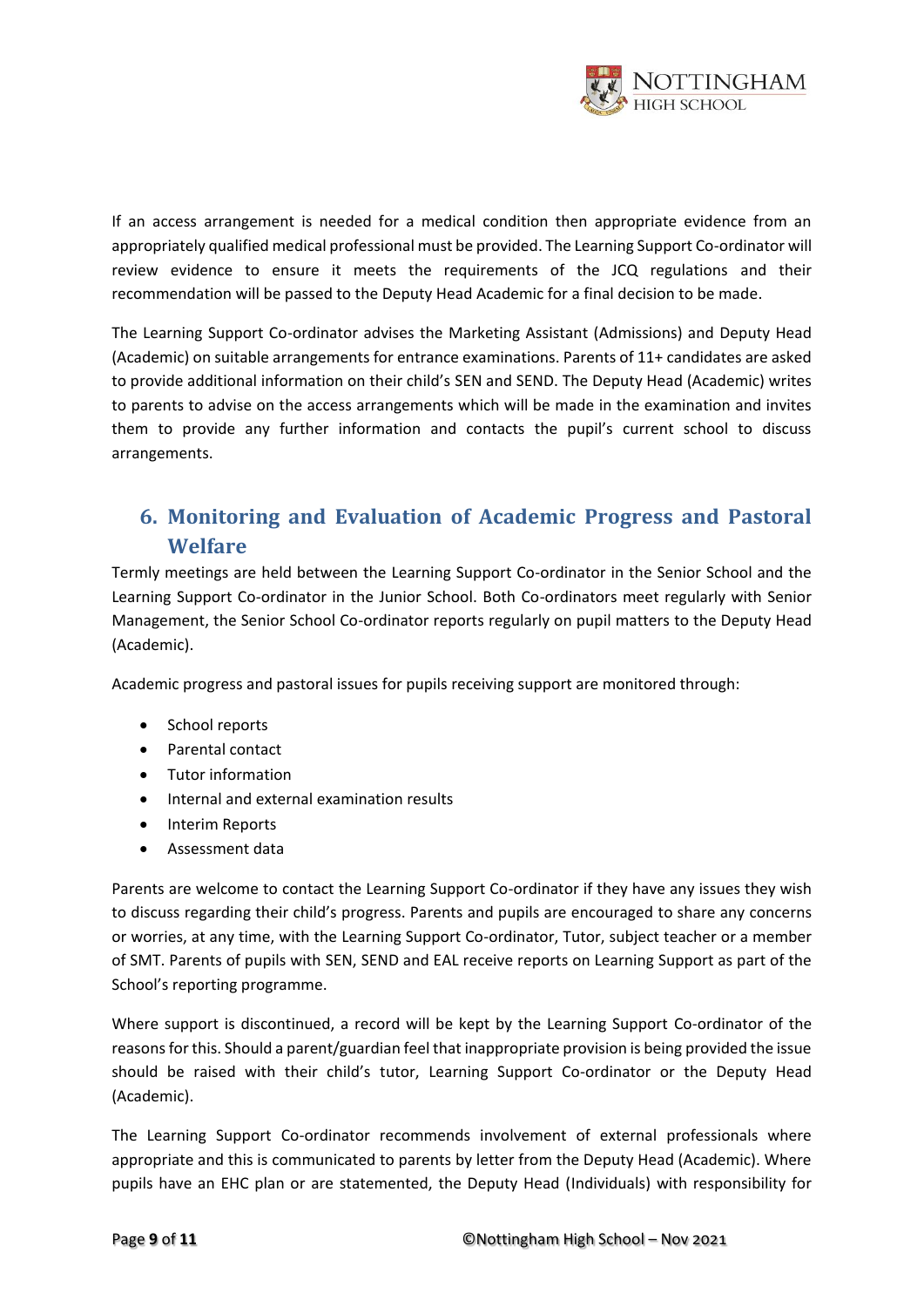If an access arrangement is needed for a medical condition then appropriate evidence from an appropriately qualified medical professional must be provided. The Learning Support Co-ordinator will review evidence to ensure it meets the requirements of the JCQ regulations and their recommendation will be passed to the Deputy Head Academic for a final decision to be made.

The Learning Support Co-ordinator advises the Marketing Assistant (Admissions) and Deputy Head (Academic) on suitable arrangements for entrance examinations. Parents of 11+ candidates are asked to provide additional information on their child's SEN and SEND. The Deputy Head (Academic) writes to parents to advise on the access arrangements which will be made in the examination and invites them to provide any further information and contacts the pupil's current school to discuss arrangements.

## 6. Monitoring and Evaluation of Academic Progress and Pastoral Welfare

Termly meetings are held between the Learning Support Co-ordinator in the Senior School and the Learning Support Co-ordinator in the Junior School. Both Co-ordinators meet regularly with Senior Management, the Senior School Co-ordinator reports regularly on pupil matters to the Deputy Head (Academic).

Academic progress and pastoral issues for pupils receiving support are monitored through:

- School reports
- Parental contact
- Tutor information
- Internal and external examination results
- Interim Reports
- Assessment data

Parents are welcome to contact the Learning Support Co-ordinator if they have any issues they wish to discuss regarding their child's progress. Parents and pupils are encouraged to share any concerns or worries, at any time, with the Learning Support Co-ordinator, Tutor, subject teacher or a member of SMT. Parents of pupils with SEN, SEND and EAL receive reports on Learning Support as part of the School's reporting programme.

Where support is discontinued, a record will be kept by the Learning Support Co-ordinator of the reasons for this. Should a parent/guardian feel that inappropriate provision is being provided the issue should be raised with their child's tutor, Learning Support Co-ordinator or the Deputy Head (Academic).

The Learning Support Co-ordinator recommends involvement of external professionals where appropriate and this is communicated to parents by letter from the Deputy Head (Academic). Where pupils have an EHC plan or are statemented, the Deputy Head (Individuals) with responsibility for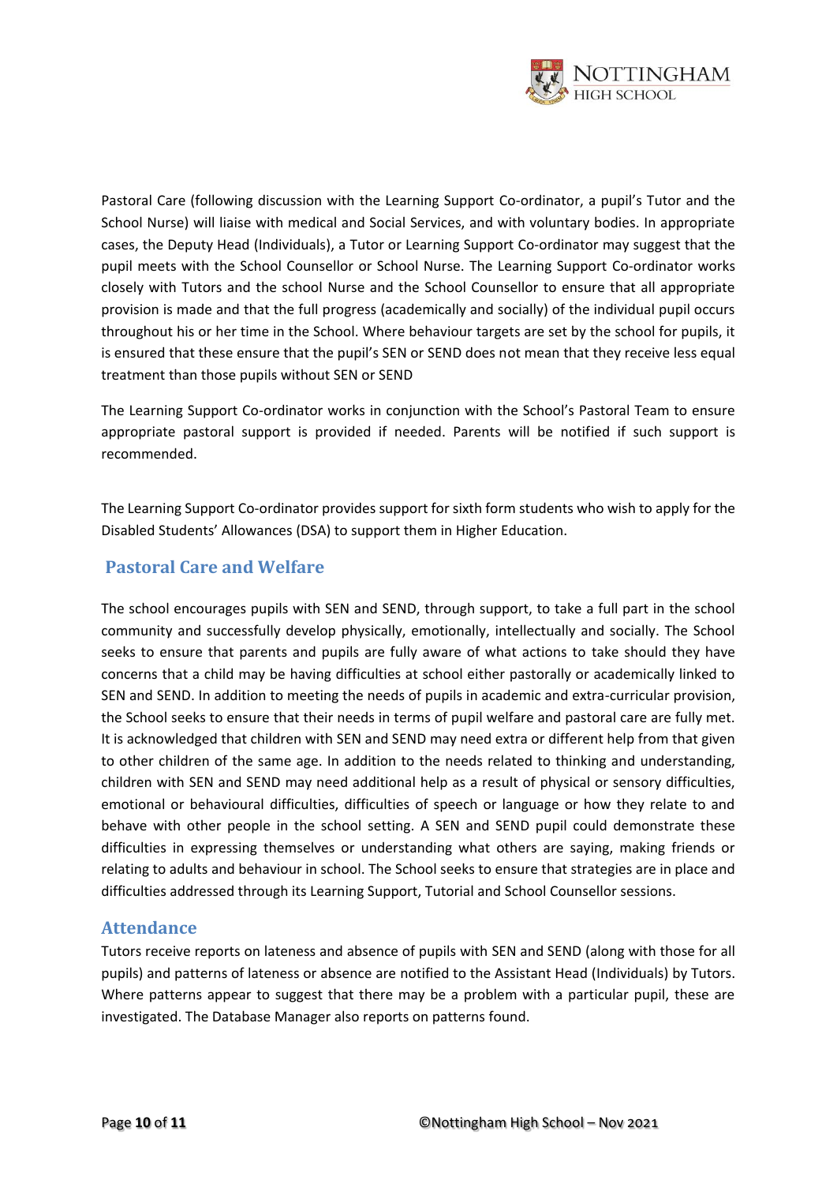Pastoral Care (following discussion with the Learning Support Co-ordinator, a pupil's Tutor and the School Nurse) will liaise with medical and Social Services, and with voluntary bodies. In appropriate cases, the Deputy Head (Individuals), a Tutor or Learning Support Co-ordinator may suggest that the pupil meets with the School Counsellor or School Nurse. The Learning Support Co-ordinator works closely with Tutors and the school Nurse and the School Counsellor to ensure that all appropriate provision is made and that the full progress (academically and socially) of the individual pupil occurs throughout his or her time in the School. Where behaviour targets are set by the school for pupils, it is ensured that these ensure that the pupil's SEN or SEND does not mean that they receive less equal treatment than those pupils without SEN or SEND

The Learning Support Co-ordinator works in conjunction with the School's Pastoral Team to ensure appropriate pastoral support is provided if needed. Parents will be notified if such support is recommended.

The Learning Support Co-ordinator provides support for sixth form students who wish to apply for the Disabled Students' Allowances (DSA) to support them in Higher Education.

## Pastoral Care and Welfare

The school encourages pupils with SEN and SEND, through support, to take a full part in the school community and successfully develop physically, emotionally, intellectually and socially. The School seeks to ensure that parents and pupils are fully aware of what actions to take should they have concerns that a child may be having difficulties at school either pastorally or academically linked to SEN and SEND. In addition to meeting the needs of pupils in academic and extra-curricular provision, the School seeks to ensure that their needs in terms of pupil welfare and pastoral care are fully met. It is acknowledged that children with SEN and SEND may need extra or different help from that given to other children of the same age. In addition to the needs related to thinking and understanding, children with SEN and SEND may need additional help as a result of physical or sensory difficulties, emotional or behavioural difficulties, difficulties of speech or language or how they relate to and behave with other people in the school setting. A SEN and SEND pupil could demonstrate these difficulties in expressing themselves or understanding what others are saying, making friends or relating to adults and behaviour in school. The School seeks to ensure that strategies are in place and difficulties addressed through its Learning Support, Tutorial and School Counsellor sessions.

## Attendance

Tutors receive reports on lateness and absence of pupils with SEN and SEND (along with those for all pupils) and patterns of lateness or absence are notified to the Assistant Head (Individuals) by Tutors. Where patterns appear to suggest that there may be a problem with a particular pupil, these are investigated. The Database Manager also reports on patterns found.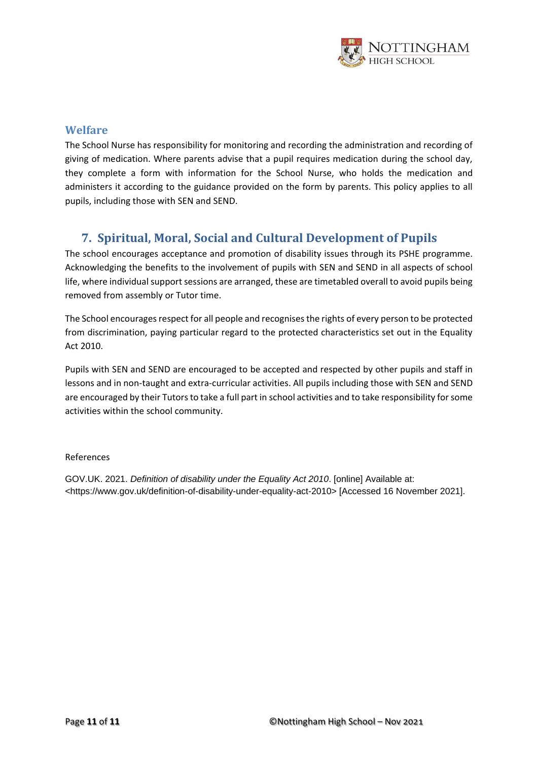### Welfare

The School Nurse has responsibility for monitoring and recording the administration and recording of giving of medication. Where parents advise that a pupil requires medication during the school day, they complete a form with information for the School Nurse, who holds the medication and administers it according to the guidance provided on the form by parents. This policy applies to all pupils, including those with SEN and SEND.

## 7. Spiritual, Moral, Social and Cultural Development of Pupils

The school encourages acceptance and promotion of disability issues through its PSHE programme. Acknowledging the benefits to the involvement of pupils with SEN and SEND in all aspects of school life, where individual support sessions are arranged, these are timetabled overall to avoid pupils being removed from assembly or Tutor time.

The School encourages respect for all people and recognises the rights of every person to be protected from discrimination, paying particular regard to the protected characteristics set out in the Equality Act 2010.

Pupils with SEN and SEND are encouraged to be accepted and respected by other pupils and staff in lessons and in non-taught and extra-curricular activities. All pupils including those with SEN and SEND are encouraged by their Tutors to take a full part in school activities and to take responsibility for some activities within the school community.

References

GOV.UK. 2021. *Definition of disability under the Equality Act 2010*. [online] Available at: <https://www.gov.uk/definition-of-disability-under-equality-act-2010> [Accessed 16 November 2021].